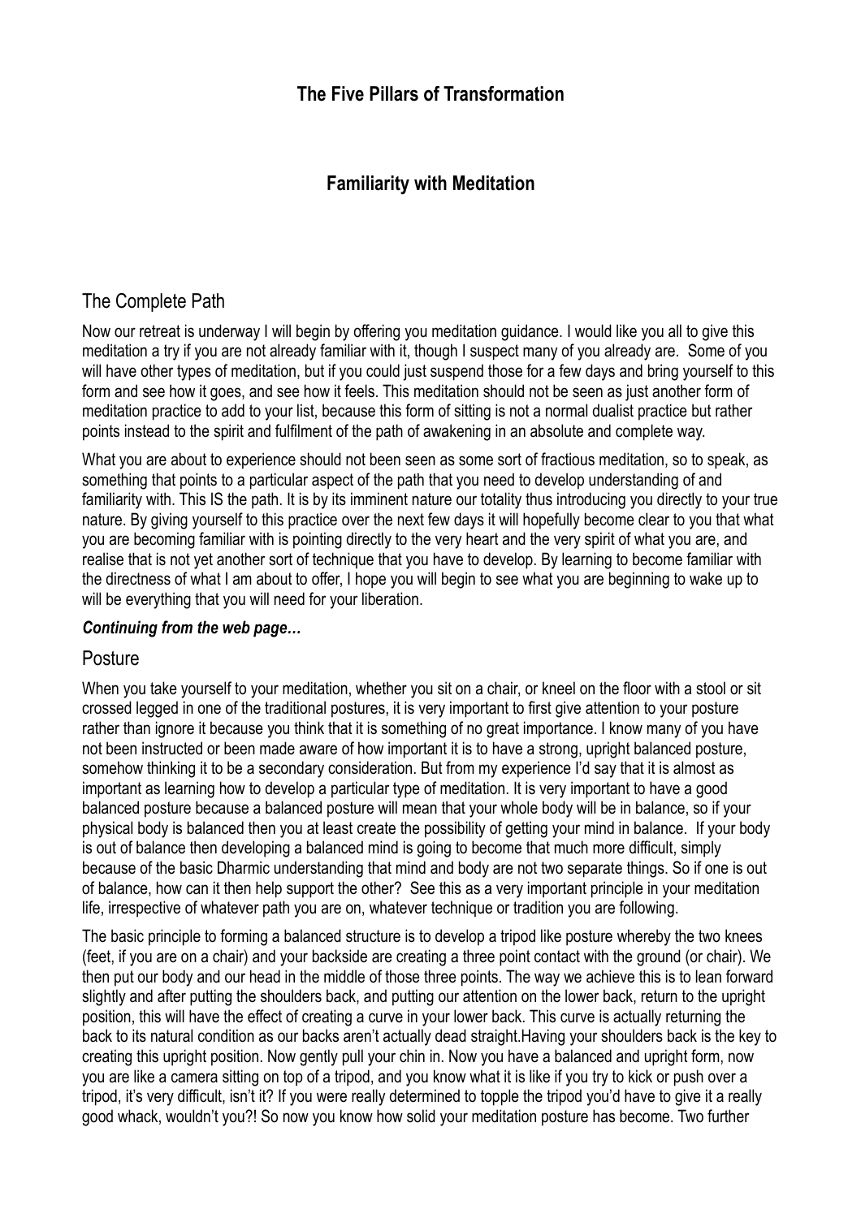## The Five Pillars of Transformation

### Familiarity with Meditation

## The Complete Path

Now our retreat is underway I will begin by offering you meditation guidance. I would like you all to give this meditation a try if you are not already familiar with it, though I suspect many of you already are. Some of you will have other types of meditation, but if you could just suspend those for a few days and bring yourself to this form and see how it goes, and see how it feels. This meditation should not be seen as just another form of meditation practice to add to your list, because this form of sitting is not a normal dualist practice but rather points instead to the spirit and fulfilment of the path of awakening in an absolute and complete way.

What you are about to experience should not been seen as some sort of fractious meditation, so to speak, as something that points to a particular aspect of the path that you need to develop understanding of and familiarity with. This IS the path. It is by its imminent nature our totality thus introducing you directly to your true nature. By giving yourself to this practice over the next few days it will hopefully become clear to you that what you are becoming familiar with is pointing directly to the very heart and the very spirit of what you are, and realise that is not yet another sort of technique that you have to develop. By learning to become familiar with the directness of what I am about to offer, I hope you will begin to see what you are beginning to wake up to will be everything that you will need for your liberation.

***Continuing from the web page…***

## Posture

When you take yourself to your meditation, whether you sit on a chair, or kneel on the floor with a stool or sit crossed legged in one of the traditional postures, it is very important to first give attention to your posture rather than ignore it because you think that it is something of no great importance. I know many of you have not been instructed or been made aware of how important it is to have a strong, upright balanced posture, somehow thinking it to be a secondary consideration. But from my experience I'd say that it is almost as important as learning how to develop a particular type of meditation. It is very important to have a good balanced posture because a balanced posture will mean that your whole body will be in balance, so if your physical body is balanced then you at least create the possibility of getting your mind in balance. If your body is out of balance then developing a balanced mind is going to become that much more difficult, simply because of the basic Dharmic understanding that mind and body are not two separate things. So if one is out of balance, how can it then help support the other? See this as a very important principle in your meditation life, irrespective of whatever path you are on, whatever technique or tradition you are following.

The basic principle to forming a balanced structure is to develop a tripod like posture whereby the two knees (feet, if you are on a chair) and your backside are creating a three point contact with the ground (or chair). We then put our body and our head in the middle of those three points. The way we achieve this is to lean forward slightly and after putting the shoulders back, and putting our attention on the lower back, return to the upright position, this will have the effect of creating a curve in your lower back. This curve is actually returning the back to its natural condition as our backs aren't actually dead straight.Having your shoulders back is the key to creating this upright position. Now gently pull your chin in. Now you have a balanced and upright form, now you are like a camera sitting on top of a tripod, and you know what it is like if you try to kick or push over a tripod, it's very difficult, isn't it? If you were really determined to topple the tripod you'd have to give it a really good whack, wouldn't you?! So now you know how solid your meditation posture has become. Two further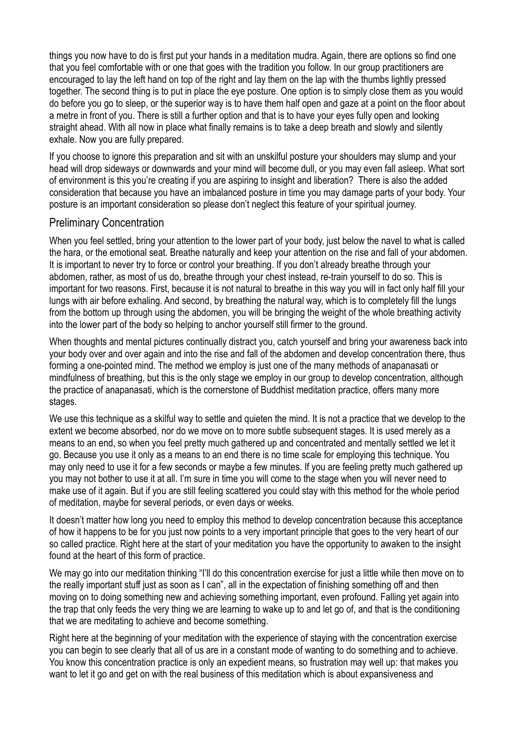things you now have to do is first put your hands in a meditation mudra. Again, there are options so find one that you feel comfortable with or one that goes with the tradition you follow. In our group practitioners are encouraged to lay the left hand on top of the right and lay them on the lap with the thumbs lightly pressed together. The second thing is to put in place the eye posture. One option is to simply close them as you would do before you go to sleep, or the superior way is to have them half open and gaze at a point on the floor about a metre in front of you. There is still a further option and that is to have your eyes fully open and looking straight ahead. With all now in place what finally remains is to take a deep breath and slowly and silently exhale. Now you are fully prepared.

If you choose to ignore this preparation and sit with an unskilful posture your shoulders may slump and your head will drop sideways or downwards and your mind will become dull, or you may even fall asleep. What sort of environment is this you're creating if you are aspiring to insight and liberation? There is also the added consideration that because you have an imbalanced posture in time you may damage parts of your body. Your posture is an important consideration so please don't neglect this feature of your spiritual journey.

## Preliminary Concentration

When you feel settled, bring your attention to the lower part of your body, just below the navel to what is called the hara, or the emotional seat. Breathe naturally and keep your attention on the rise and fall of your abdomen. It is important to never try to force or control your breathing. If you don't already breathe through your abdomen, rather, as most of us do, breathe through your chest instead, re-train yourself to do so. This is important for two reasons. First, because it is not natural to breathe in this way you will in fact only half fill your lungs with air before exhaling. And second, by breathing the natural way, which is to completely fill the lungs from the bottom up through using the abdomen, you will be bringing the weight of the whole breathing activity into the lower part of the body so helping to anchor yourself still firmer to the ground.

When thoughts and mental pictures continually distract you, catch yourself and bring your awareness back into your body over and over again and into the rise and fall of the abdomen and develop concentration there, thus forming a one-pointed mind. The method we employ is just one of the many methods of anapanasati or mindfulness of breathing, but this is the only stage we employ in our group to develop concentration, although the practice of anapanasati, which is the cornerstone of Buddhist meditation practice, offers many more stages.

We use this technique as a skilful way to settle and quieten the mind. It is not a practice that we develop to the extent we become absorbed, nor do we move on to more subtle subsequent stages. It is used merely as a means to an end, so when you feel pretty much gathered up and concentrated and mentally settled we let it go. Because you use it only as a means to an end there is no time scale for employing this technique. You may only need to use it for a few seconds or maybe a few minutes. If you are feeling pretty much gathered up you may not bother to use it at all. I'm sure in time you will come to the stage when you will never need to make use of it again. But if you are still feeling scattered you could stay with this method for the whole period of meditation, maybe for several periods, or even days or weeks.

It doesn't matter how long you need to employ this method to develop concentration because this acceptance of how it happens to be for you just now points to a very important principle that goes to the very heart of our so called practice. Right here at the start of your meditation you have the opportunity to awaken to the insight found at the heart of this form of practice.

We may go into our meditation thinking "I'll do this concentration exercise for just a little while then move on to the really important stuff just as soon as I can", all in the expectation of finishing something off and then moving on to doing something new and achieving something important, even profound. Falling yet again into the trap that only feeds the very thing we are learning to wake up to and let go of, and that is the conditioning that we are meditating to achieve and become something.

Right here at the beginning of your meditation with the experience of staying with the concentration exercise you can begin to see clearly that all of us are in a constant mode of wanting to do something and to achieve. You know this concentration practice is only an expedient means, so frustration may well up: that makes you want to let it go and get on with the real business of this meditation which is about expansiveness and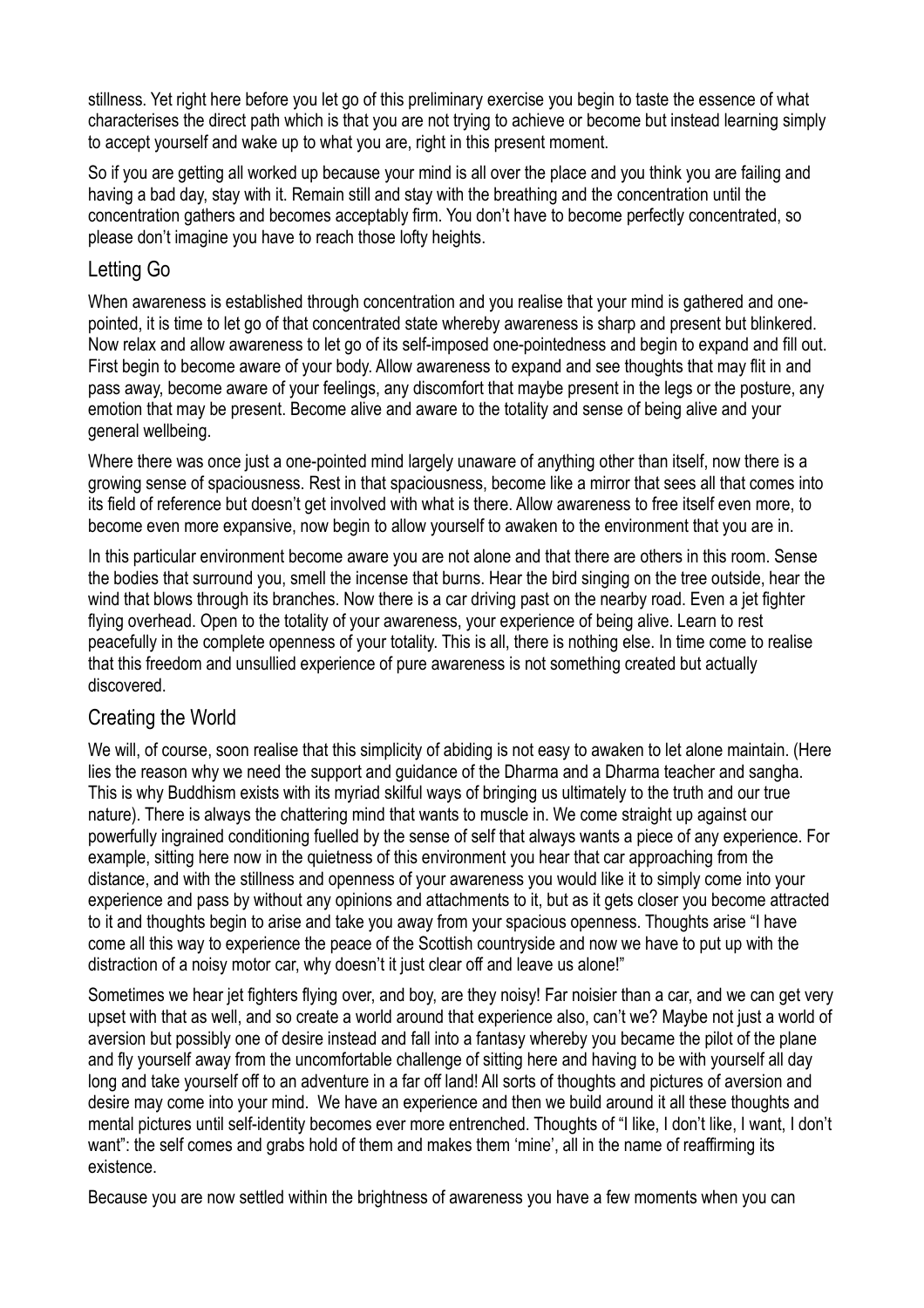stillness. Yet right here before you let go of this preliminary exercise you begin to taste the essence of what characterises the direct path which is that you are not trying to achieve or become but instead learning simply to accept yourself and wake up to what you are, right in this present moment.

So if you are getting all worked up because your mind is all over the place and you think you are failing and having a bad day, stay with it. Remain still and stay with the breathing and the concentration until the concentration gathers and becomes acceptably firm. You don't have to become perfectly concentrated, so please don't imagine you have to reach those lofty heights.

## Letting Go

When awareness is established through concentration and you realise that your mind is gathered and one-pointed, it is time to let go of that concentrated state whereby awareness is sharp and present but blinkered. Now relax and allow awareness to let go of its self-imposed one-pointedness and begin to expand and fill out. First begin to become aware of your body. Allow awareness to expand and see thoughts that may flit in and pass away, become aware of your feelings, any discomfort that maybe present in the legs or the posture, any emotion that may be present. Become alive and aware to the totality and sense of being alive and your general wellbeing.

Where there was once just a one-pointed mind largely unaware of anything other than itself, now there is a growing sense of spaciousness. Rest in that spaciousness, become like a mirror that sees all that comes into its field of reference but doesn't get involved with what is there. Allow awareness to free itself even more, to become even more expansive, now begin to allow yourself to awaken to the environment that you are in.

In this particular environment become aware you are not alone and that there are others in this room. Sense the bodies that surround you, smell the incense that burns. Hear the bird singing on the tree outside, hear the wind that blows through its branches. Now there is a car driving past on the nearby road. Even a jet fighter flying overhead. Open to the totality of your awareness, your experience of being alive. Learn to rest peacefully in the complete openness of your totality. This is all, there is nothing else. In time come to realise that this freedom and unsullied experience of pure awareness is not something created but actually discovered.

## Creating the World

We will, of course, soon realise that this simplicity of abiding is not easy to awaken to let alone maintain. (Here lies the reason why we need the support and guidance of the Dharma and a Dharma teacher and sangha. This is why Buddhism exists with its myriad skilful ways of bringing us ultimately to the truth and our true nature). There is always the chattering mind that wants to muscle in. We come straight up against our powerfully ingrained conditioning fuelled by the sense of self that always wants a piece of any experience. For example, sitting here now in the quietness of this environment you hear that car approaching from the distance, and with the stillness and openness of your awareness you would like it to simply come into your experience and pass by without any opinions and attachments to it, but as it gets closer you become attracted to it and thoughts begin to arise and take you away from your spacious openness. Thoughts arise "I have come all this way to experience the peace of the Scottish countryside and now we have to put up with the distraction of a noisy motor car, why doesn't it just clear off and leave us alone!"

Sometimes we hear jet fighters flying over, and boy, are they noisy! Far noisier than a car, and we can get very upset with that as well, and so create a world around that experience also, can't we? Maybe not just a world of aversion but possibly one of desire instead and fall into a fantasy whereby you became the pilot of the plane and fly yourself away from the uncomfortable challenge of sitting here and having to be with yourself all day long and take yourself off to an adventure in a far off land! All sorts of thoughts and pictures of aversion and desire may come into your mind. We have an experience and then we build around it all these thoughts and mental pictures until self-identity becomes ever more entrenched. Thoughts of "I like, I don't like, I want, I don't want": the self comes and grabs hold of them and makes them 'mine', all in the name of reaffirming its existence.

Because you are now settled within the brightness of awareness you have a few moments when you can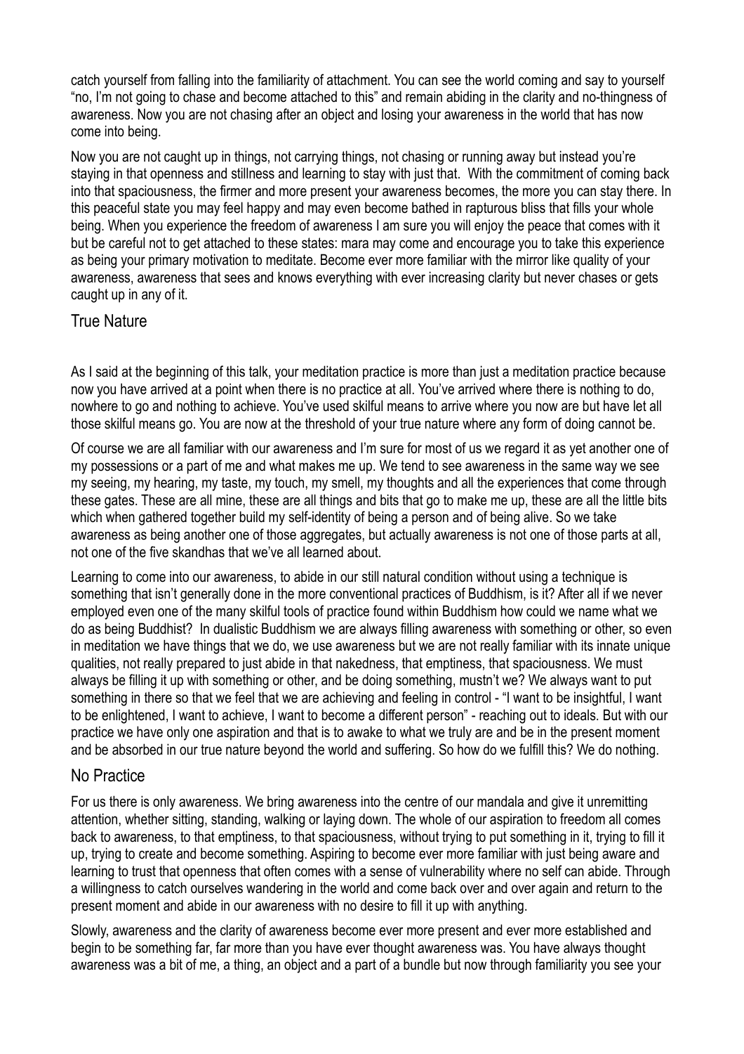catch yourself from falling into the familiarity of attachment. You can see the world coming and say to yourself "no, I'm not going to chase and become attached to this" and remain abiding in the clarity and no-thingness of awareness. Now you are not chasing after an object and losing your awareness in the world that has now come into being.

Now you are not caught up in things, not carrying things, not chasing or running away but instead you're staying in that openness and stillness and learning to stay with just that. With the commitment of coming back into that spaciousness, the firmer and more present your awareness becomes, the more you can stay there. In this peaceful state you may feel happy and may even become bathed in rapturous bliss that fills your whole being. When you experience the freedom of awareness I am sure you will enjoy the peace that comes with it but be careful not to get attached to these states: mara may come and encourage you to take this experience as being your primary motivation to meditate. Become ever more familiar with the mirror like quality of your awareness, awareness that sees and knows everything with ever increasing clarity but never chases or gets caught up in any of it.

## True Nature

As I said at the beginning of this talk, your meditation practice is more than just a meditation practice because now you have arrived at a point when there is no practice at all. You've arrived where there is nothing to do, nowhere to go and nothing to achieve. You've used skilful means to arrive where you now are but have let all those skilful means go. You are now at the threshold of your true nature where any form of doing cannot be.

Of course we are all familiar with our awareness and I'm sure for most of us we regard it as yet another one of my possessions or a part of me and what makes me up. We tend to see awareness in the same way we see my seeing, my hearing, my taste, my touch, my smell, my thoughts and all the experiences that come through these gates. These are all mine, these are all things and bits that go to make me up, these are all the little bits which when gathered together build my self-identity of being a person and of being alive. So we take awareness as being another one of those aggregates, but actually awareness is not one of those parts at all, not one of the five skandhas that we've all learned about.

Learning to come into our awareness, to abide in our still natural condition without using a technique is something that isn't generally done in the more conventional practices of Buddhism, is it? After all if we never employed even one of the many skilful tools of practice found within Buddhism how could we name what we do as being Buddhist? In dualistic Buddhism we are always filling awareness with something or other, so even in meditation we have things that we do, we use awareness but we are not really familiar with its innate unique qualities, not really prepared to just abide in that nakedness, that emptiness, that spaciousness. We must always be filling it up with something or other, and be doing something, mustn't we? We always want to put something in there so that we feel that we are achieving and feeling in control - "I want to be insightful, I want to be enlightened, I want to achieve, I want to become a different person" - reaching out to ideals. But with our practice we have only one aspiration and that is to awake to what we truly are and be in the present moment and be absorbed in our true nature beyond the world and suffering. So how do we fulfill this? We do nothing.

## No Practice

For us there is only awareness. We bring awareness into the centre of our mandala and give it unremitting attention, whether sitting, standing, walking or laying down. The whole of our aspiration to freedom all comes back to awareness, to that emptiness, to that spaciousness, without trying to put something in it, trying to fill it up, trying to create and become something. Aspiring to become ever more familiar with just being aware and learning to trust that openness that often comes with a sense of vulnerability where no self can abide. Through a willingness to catch ourselves wandering in the world and come back over and over again and return to the present moment and abide in our awareness with no desire to fill it up with anything.

Slowly, awareness and the clarity of awareness become ever more present and ever more established and begin to be something far, far more than you have ever thought awareness was. You have always thought awareness was a bit of me, a thing, an object and a part of a bundle but now through familiarity you see your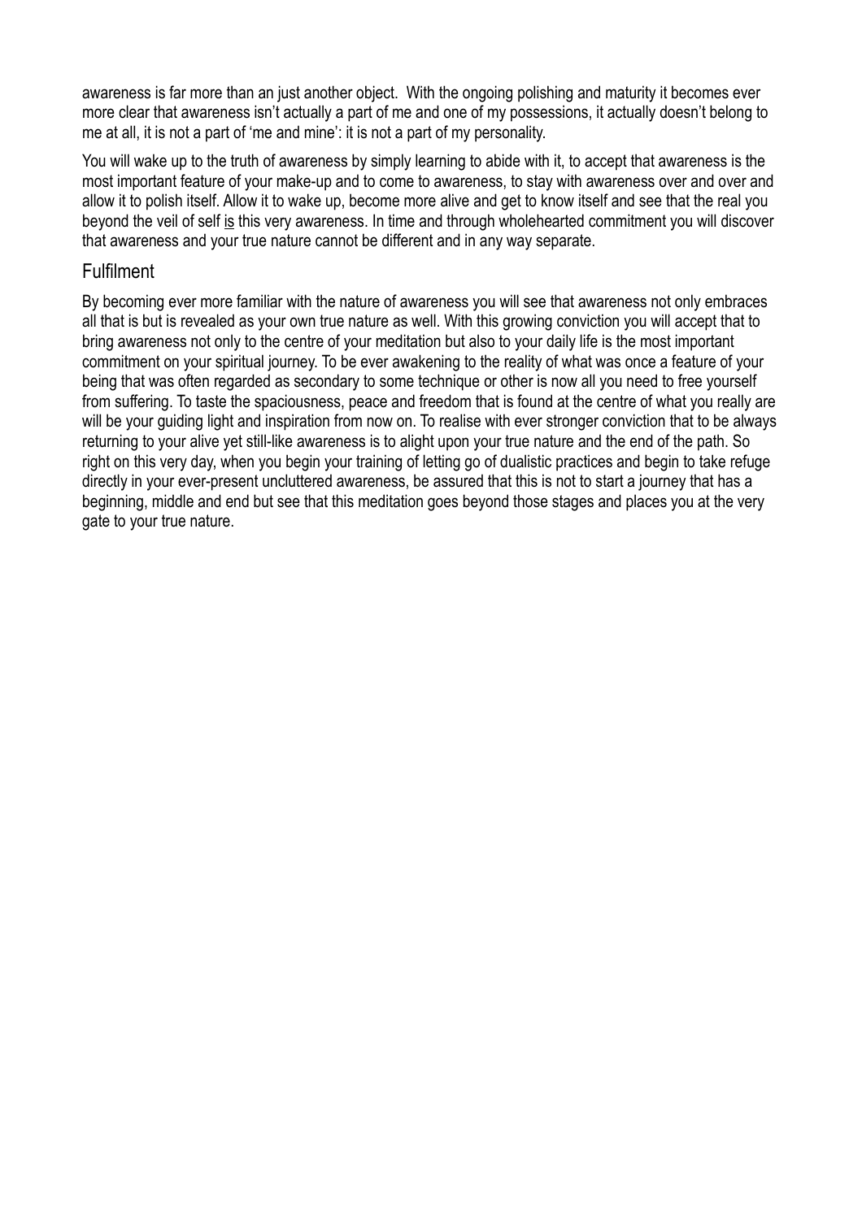awareness is far more than an just another object.  With the ongoing polishing and maturity it becomes ever more clear that awareness isn't actually a part of me and one of my possessions, it actually doesn't belong to me at all, it is not a part of 'me and mine': it is not a part of my personality.

You will wake up to the truth of awareness by simply learning to abide with it, to accept that awareness is the most important feature of your make-up and to come to awareness, to stay with awareness over and over and allow it to polish itself. Allow it to wake up, become more alive and get to know itself and see that the real you beyond the veil of self <u>is</u> this very awareness. In time and through wholehearted commitment you will discover that awareness and your true nature cannot be different and in any way separate.

## Fulfilment

By becoming ever more familiar with the nature of awareness you will see that awareness not only embraces all that is but is revealed as your own true nature as well. With this growing conviction you will accept that to bring awareness not only to the centre of your meditation but also to your daily life is the most important commitment on your spiritual journey. To be ever awakening to the reality of what was once a feature of your being that was often regarded as secondary to some technique or other is now all you need to free yourself from suffering. To taste the spaciousness, peace and freedom that is found at the centre of what you really are will be your guiding light and inspiration from now on. To realise with ever stronger conviction that to be always returning to your alive yet still-like awareness is to alight upon your true nature and the end of the path. So right on this very day, when you begin your training of letting go of dualistic practices and begin to take refuge directly in your ever-present uncluttered awareness, be assured that this is not to start a journey that has a beginning, middle and end but see that this meditation goes beyond those stages and places you at the very gate to your true nature.